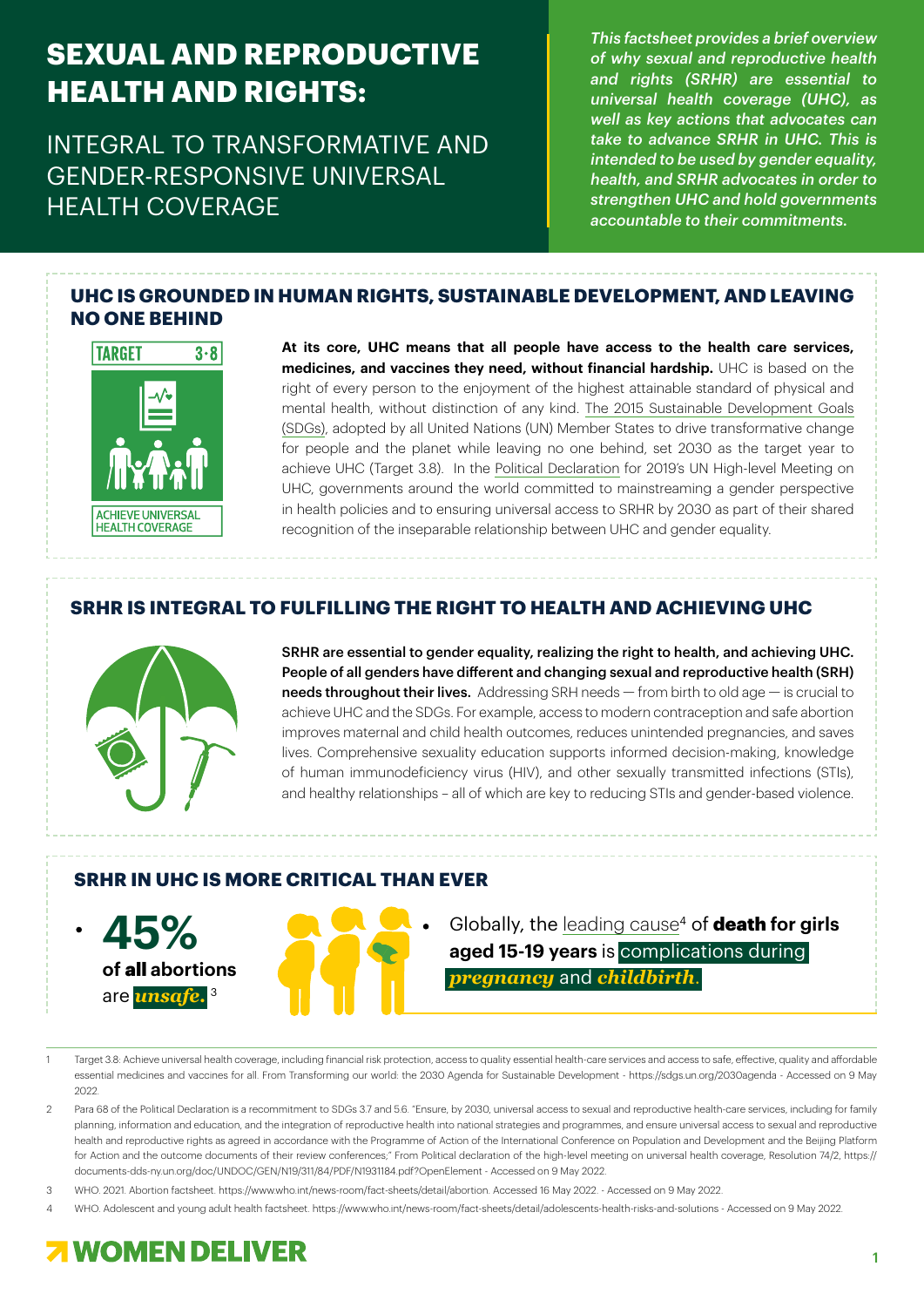# SEXUAL AND REPRODUCTIVE HEALTH AND RIGHTS:

## INTEGRAL TO TRANSFORMATIVE AND GENDER-RESPONSIVE UNIVERSAL HEALTH COVERAGE

*This factsheet provides a brief overview of why sexual and reproductive health and rights (SRHR) are essential to universal health coverage (UHC), as well as key actions that advocates can take to advance SRHR in UHC. This is intended to be used by gender equality, health, and SRHR advocates in order to strengthen UHC and hold governments accountable to their commitments.*

## UHC IS GROUNDED IN HUMAN RIGHTS, SUSTAINABLE DEVELOPMENT, AND LEAVING NO ONE BEHIND

TARGET 3·8

ACHIEVE UNIVERSAL HEALTH COVERAGE

**At its core, UHC means that all people have access to the health care services, medicines, and vaccines they need, without financial hardship.** UHC is based on the right of every person to the enjoyment of the highest attainable standard of physical and mental health, without distinction of any kind. The 2015 Sustainable Development Goals (SDGs), adopted by all United Nations (UN) Member States to drive transformative change for people and the planet while leaving no one behind, set 2030 as the target year to achieve UHC (Target 3.8). In the Political Declaration for 2019's UN High-level Meeting on UHC, governments around the world committed to mainstreaming a gender perspective in health policies and to ensuring universal access to SRHR by 2030 as part of their shared recognition of the inseparable relationship between UHC and gender equality.

## SRHR IS INTEGRAL TO FULFILLING THE RIGHT TO HEALTH AND ACHIEVING UHC

**SRHR are essential to gender equality, realizing the right to health, and achieving UHC. People of all genders have different and changing sexual and reproductive health (SRH) needs throughout their lives.** Addressing SRH needs — from birth to old age — is crucial to achieve UHC and the SDGs. For example, access to modern contraception and safe abortion improves maternal and child health outcomes, reduces unintended pregnancies, and saves lives. Comprehensive sexuality education supports informed decision-making, knowledge of human immunodeficiency virus (HIV), and other sexually transmitted infections (STIs), and healthy relationships – all of which are key to reducing STIs and gender-based violence.

## SRHR IN UHC IS MORE CRITICAL THAN EVER

- **45% of all abortions** are ***unsafe.***[3]
- Globally, the leading cause[4] of **death for girls aged 15-19 years** is complications during ***pregnancy*** and ***childbirth***.

---

1 Target 3.8: Achieve universal health coverage, including financial risk protection, access to quality essential health-care services and access to safe, effective, quality and affordable essential medicines and vaccines for all. From Transforming our world: the 2030 Agenda for Sustainable Development - https://sdgs.un.org/2030agenda - Accessed on 9 May 2022.

2 Para 68 of the Political Declaration is a recommitment to SDGs 3.7 and 5.6. "Ensure, by 2030, universal access to sexual and reproductive health-care services, including for family planning, information and education, and the integration of reproductive health into national strategies and programmes, and ensure universal access to sexual and reproductive health and reproductive rights as agreed in accordance with the Programme of Action of the International Conference on Population and Development and the Beijing Platform for Action and the outcome documents of their review conferences;" From Political declaration of the high-level meeting on universal health coverage, Resolution 74/2, https://documents-dds-ny.un.org/doc/UNDOC/GEN/N19/311/84/PDF/N1931184.pdf?OpenElement - Accessed on 9 May 2022.

3 WHO. 2021. Abortion factsheet. https://www.who.int/news-room/fact-sheets/detail/abortion. Accessed 16 May 2022. - Accessed on 9 May 2022.

4 WHO. Adolescent and young adult health factsheet. https://www.who.int/news-room/fact-sheets/detail/adolescents-health-risks-and-solutions - Accessed on 9 May 2022.

WOMEN DELIVER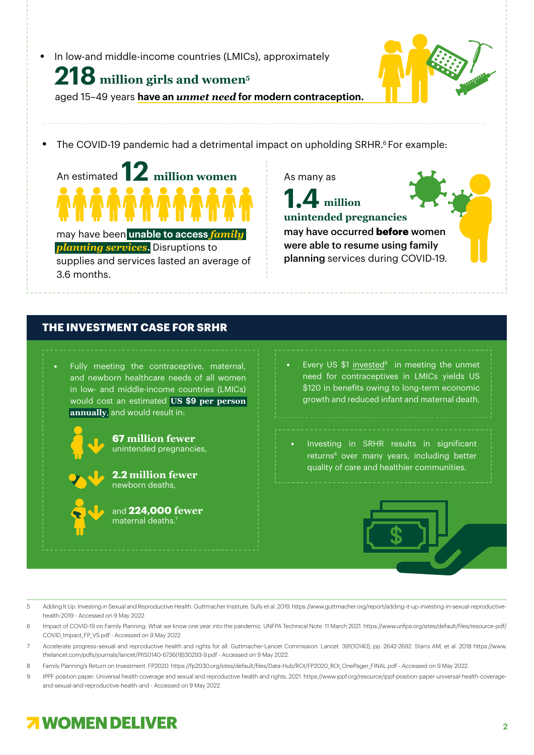- In low-and middle-income countries (LMICs), approximately **218 million girls and women**[5] aged 15–49 years **have an *unmet need* for modern contraception.**

- The COVID-19 pandemic had a detrimental impact on upholding SRHR.[6] For example:

An estimated **12 million women** may have been **unable to access *family planning services*.** Disruptions to supplies and services lasted an average of 3.6 months.

As many as **1.4 million unintended pregnancies** may have occurred **before** women were able to resume using family **planning** services during COVID-19.

## THE INVESTMENT CASE FOR SRHR

- Fully meeting the contraceptive, maternal, and newborn healthcare needs of all women in low- and middle-income countries (LMICs) would cost an estimated **US $9 per person annually**, and would result in:

  - **67 million fewer** unintended pregnancies,
  - **2.2 million fewer** newborn deaths,
  - and **224,000 fewer** maternal deaths.[7]

- Every US $1 invested[8] in meeting the unmet need for contraceptives in LMICs yields US $120 in benefits owing to long-term economic growth and reduced infant and maternal death.

- Investing in SRHR results in significant returns[8] over many years, including better quality of care and healthier communities.

---

5 Adding It Up: Investing in Sexual and Reproductive Health. Guttmacher Institute. Sully et al. 2019. https://www.guttmacher.org/report/adding-it-up-investing-in-sexual-reproductive-health-2019 - Accessed on 9 May 2022.

6 Impact of COVID-19 on Family Planning: What we know one year into the pandemic. UNFPA Technical Note. 11 March 2021. https://www.unfpa.org/sites/default/files/resource-pdf/COVID_Impact_FP_V5.pdf - Accessed on 9 May 2022.

7 Accelerate progress–sexual and reproductive health and rights for all. Guttmacher-Lancet Commission. Lancet. 391(10140), pp. 2642-2692. Starrs AM, et al. 2018 https://www.thelancet.com/pdfs/journals/lancet/PIIS0140-6736(18)30293-9.pdf - Accessed on 9 May 2022.

8 Family Planning's Return on Investment. FP2020. https://fp2030.org/sites/default/files/Data-Hub/ROI/FP2020_ROI_OnePager_FINAL.pdf - Accessed on 9 May 2022.

9 IPPF position paper: Universal health coverage and sexual and reproductive health and rights, 2021. https://www.ippf.org/resource/ippf-position-paper-universal-health-coverage-and-sexual-and-reproductive-health-and - Accessed on 9 May 2022.

WOMEN DELIVER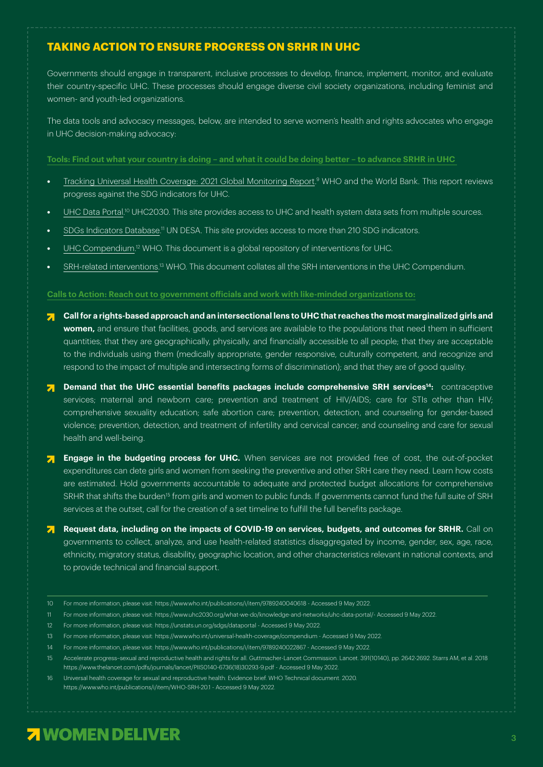## TAKING ACTION TO ENSURE PROGRESS ON SRHR IN UHC

Governments should engage in transparent, inclusive processes to develop, finance, implement, monitor, and evaluate their country-specific UHC. These processes should engage diverse civil society organizations, including feminist and women- and youth-led organizations.

The data tools and advocacy messages, below, are intended to serve women's health and rights advocates who engage in UHC decision-making advocacy:

**Tools: Find out what your country is doing – and what it could be doing better – to advance SRHR in UHC**

- Tracking Universal Health Coverage: 2021 Global Monitoring Report.[9] WHO and the World Bank. This report reviews progress against the SDG indicators for UHC.
- UHC Data Portal.[10] UHC2030. This site provides access to UHC and health system data sets from multiple sources.
- SDGs Indicators Database.[11] UN DESA. This site provides access to more than 210 SDG indicators.
- UHC Compendium.[12] WHO. This document is a global repository of interventions for UHC.
- SRH-related interventions.[13] WHO. This document collates all the SRH interventions in the UHC Compendium.

**Calls to Action: Reach out to government officials and work with like-minded organizations to:**

- **Call for a rights-based approach and an intersectional lens to UHC that reaches the most marginalized girls and women,** and ensure that facilities, goods, and services are available to the populations that need them in sufficient quantities; that they are geographically, physically, and financially accessible to all people; that they are acceptable to the individuals using them (medically appropriate, gender responsive, culturally competent, and recognize and respond to the impact of multiple and intersecting forms of discrimination); and that they are of good quality.
- **Demand that the UHC essential benefits packages include comprehensive SRH services[14]:** contraceptive services; maternal and newborn care; prevention and treatment of HIV/AIDS; care for STIs other than HIV; comprehensive sexuality education; safe abortion care; prevention, detection, and counseling for gender-based violence; prevention, detection, and treatment of infertility and cervical cancer; and counseling and care for sexual health and well-being.
- **Engage in the budgeting process for UHC.** When services are not provided free of cost, the out-of-pocket expenditures can dete girls and women from seeking the preventive and other SRH care they need. Learn how costs are estimated. Hold governments accountable to adequate and protected budget allocations for comprehensive SRHR that shifts the burden[15] from girls and women to public funds. If governments cannot fund the full suite of SRH services at the outset, call for the creation of a set timeline to fulfill the full benefits package.
- **Request data, including on the impacts of COVID-19 on services, budgets, and outcomes for SRHR.** Call on governments to collect, analyze, and use health-related statistics disaggregated by income, gender, sex, age, race, ethnicity, migratory status, disability, geographic location, and other characteristics relevant in national contexts, and to provide technical and financial support.

---

10 For more information, please visit: https://www.who.int/publications/i/item/9789240040618 - Accessed 9 May 2022.

11 For more information, please visit: https://www.uhc2030.org/what-we-do/knowledge-and-networks/uhc-data-portal/- Accessed 9 May 2022.

12 For more information, please visit: https://unstats.un.org/sdgs/dataportal - Accessed 9 May 2022.

13 For more information, please visit: https://www.who.int/universal-health-coverage/compendium - Accessed 9 May 2022.

14 For more information, please visit: https://www.who.int/publications/i/item/9789240022867 - Accessed 9 May 2022.

15 Accelerate progress–sexual and reproductive health and rights for all. Guttmacher-Lancet Commission. Lancet. 391(10140), pp. 2642-2692. Starrs AM, et al. 2018 https://www.thelancet.com/pdfs/journals/lancet/PIIS0140-6736(18)30293-9.pdf - Accessed 9 May 2022.

16 Universal health coverage for sexual and reproductive health: Evidence brief. WHO Technical document. 2020. https://www.who.int/publications/i/item/WHO-SRH-20.1 - Accessed 9 May 2022.

WOMEN DELIVER